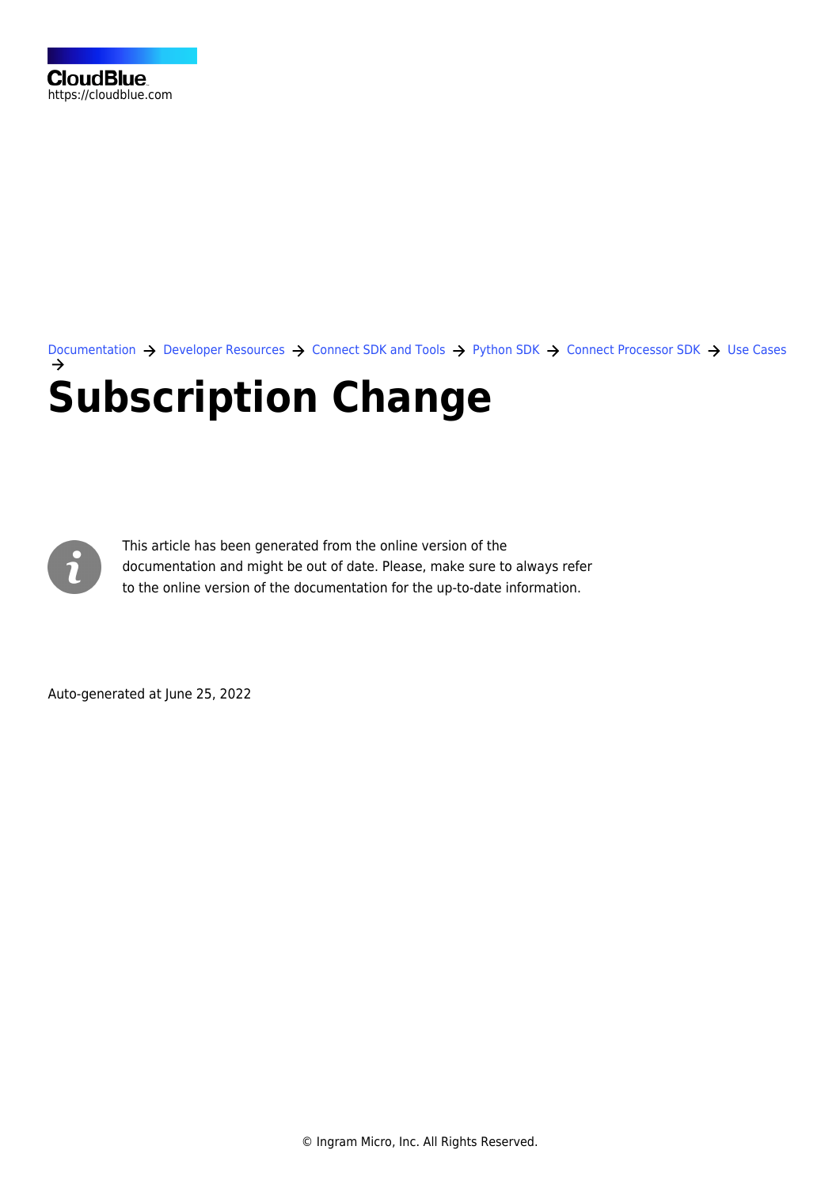CloudBlue
https://cloudblue.com

Documentation → Developer Resources → Connect SDK and Tools → Python SDK → Connect Processor SDK → Use Cases →

# Subscription Change

This article has been generated from the online version of the documentation and might be out of date. Please, make sure to always refer to the online version of the documentation for the up-to-date information.

Auto-generated at June 25, 2022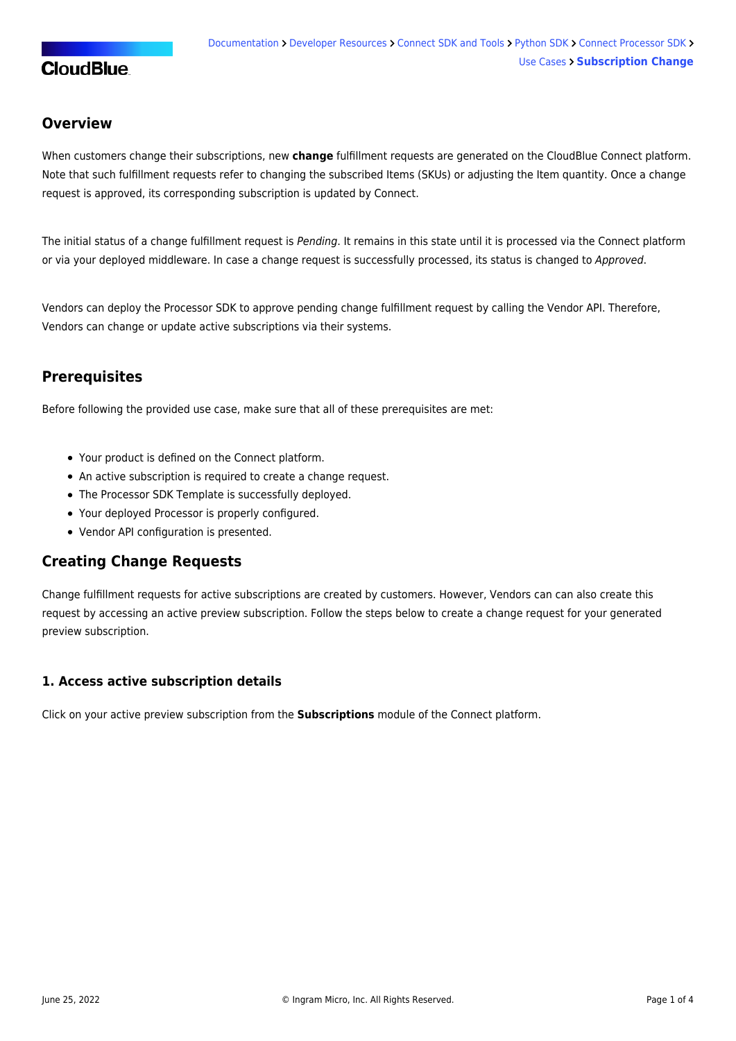## Overview

When customers change their subscriptions, new **change** fulfillment requests are generated on the CloudBlue Connect platform. Note that such fulfillment requests refer to changing the subscribed Items (SKUs) or adjusting the Item quantity. Once a change request is approved, its corresponding subscription is updated by Connect.

The initial status of a change fulfillment request is *Pending*. It remains in this state until it is processed via the Connect platform or via your deployed middleware. In case a change request is successfully processed, its status is changed to *Approved*.

Vendors can deploy the Processor SDK to approve pending change fulfillment request by calling the Vendor API. Therefore, Vendors can change or update active subscriptions via their systems.

## Prerequisites

Before following the provided use case, make sure that all of these prerequisites are met:

- Your product is defined on the Connect platform.
- An active subscription is required to create a change request.
- The Processor SDK Template is successfully deployed.
- Your deployed Processor is properly configured.
- Vendor API configuration is presented.

## Creating Change Requests

Change fulfillment requests for active subscriptions are created by customers. However, Vendors can can also create this request by accessing an active preview subscription. Follow the steps below to create a change request for your generated preview subscription.

### 1. Access active subscription details

Click on your active preview subscription from the **Subscriptions** module of the Connect platform.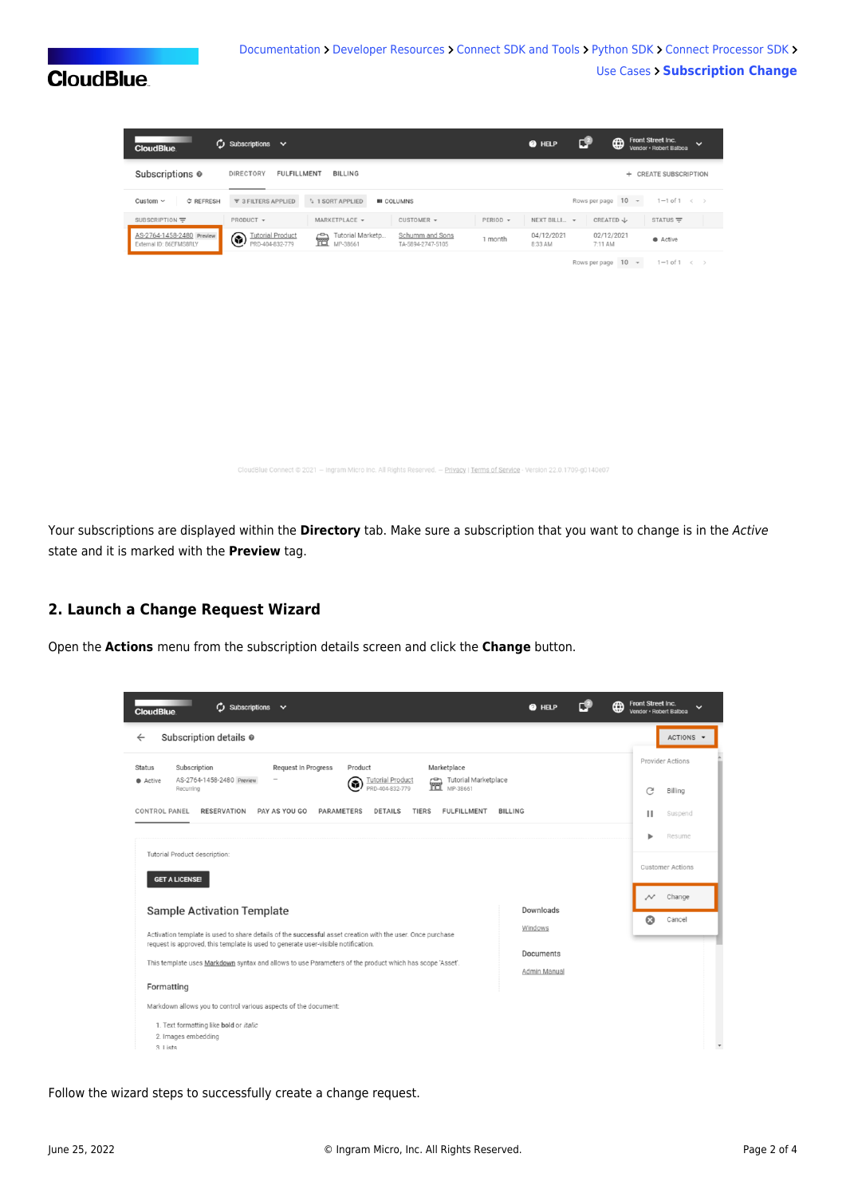Your subscriptions are displayed within the **Directory** tab. Make sure a subscription that you want to change is in the *Active* state and it is marked with the **Preview** tag.

## 2. Launch a Change Request Wizard

Open the **Actions** menu from the subscription details screen and click the **Change** button.

Follow the wizard steps to successfully create a change request.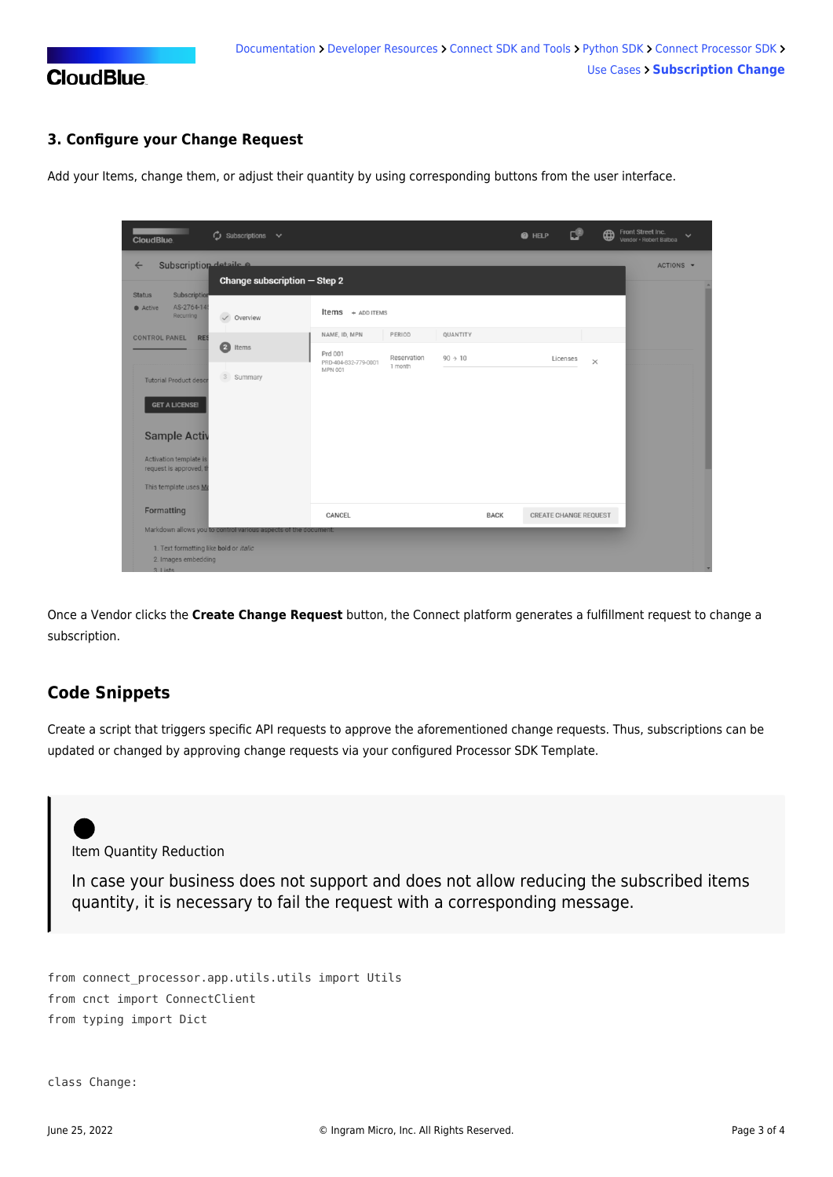### 3. Configure your Change Request

Add your Items, change them, or adjust their quantity by using corresponding buttons from the user interface.

Once a Vendor clicks the **Create Change Request** button, the Connect platform generates a fulfillment request to change a subscription.

## Code Snippets

Create a script that triggers specific API requests to approve the aforementioned change requests. Thus, subscriptions can be updated or changed by approving change requests via your configured Processor SDK Template.

> Item Quantity Reduction
>
> In case your business does not support and does not allow reducing the subscribed items quantity, it is necessary to fail the request with a corresponding message.

```
from connect_processor.app.utils.utils import Utils
from cnct import ConnectClient
from typing import Dict


class Change:
```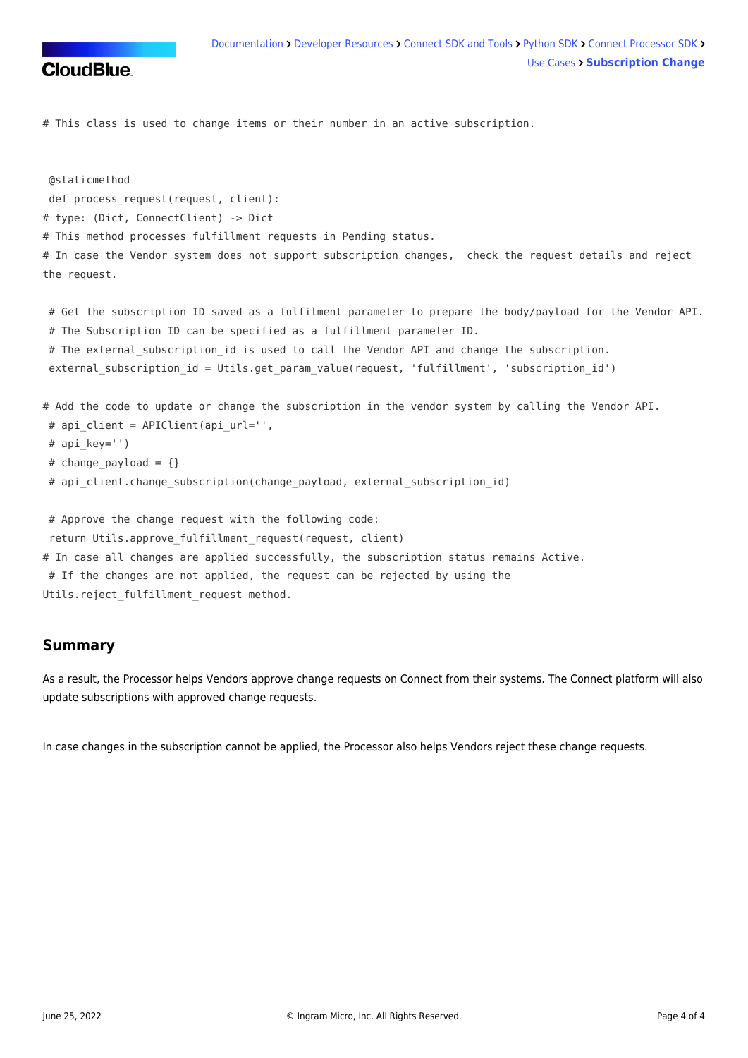```
# This class is used to change items or their number in an active subscription.


 @staticmethod
 def process_request(request, client):
# type: (Dict, ConnectClient) -> Dict
# This method processes fulfillment requests in Pending status.
# In case the Vendor system does not support subscription changes,  check the request details and reject
the request.

 # Get the subscription ID saved as a fulfilment parameter to prepare the body/payload for the Vendor API.
 # The Subscription ID can be specified as a fulfillment parameter ID.
 # The external_subscription_id is used to call the Vendor API and change the subscription.
 external_subscription_id = Utils.get_param_value(request, 'fulfillment', 'subscription_id')

# Add the code to update or change the subscription in the vendor system by calling the Vendor API.
 # api_client = APIClient(api_url='',
 # api_key='')
 # change_payload = {}
 # api_client.change_subscription(change_payload, external_subscription_id)

 # Approve the change request with the following code:
 return Utils.approve_fulfillment_request(request, client)
# In case all changes are applied successfully, the subscription status remains Active.
 # If the changes are not applied, the request can be rejected by using the
Utils.reject_fulfillment_request method.
```

## Summary

As a result, the Processor helps Vendors approve change requests on Connect from their systems. The Connect platform will also update subscriptions with approved change requests.

In case changes in the subscription cannot be applied, the Processor also helps Vendors reject these change requests.